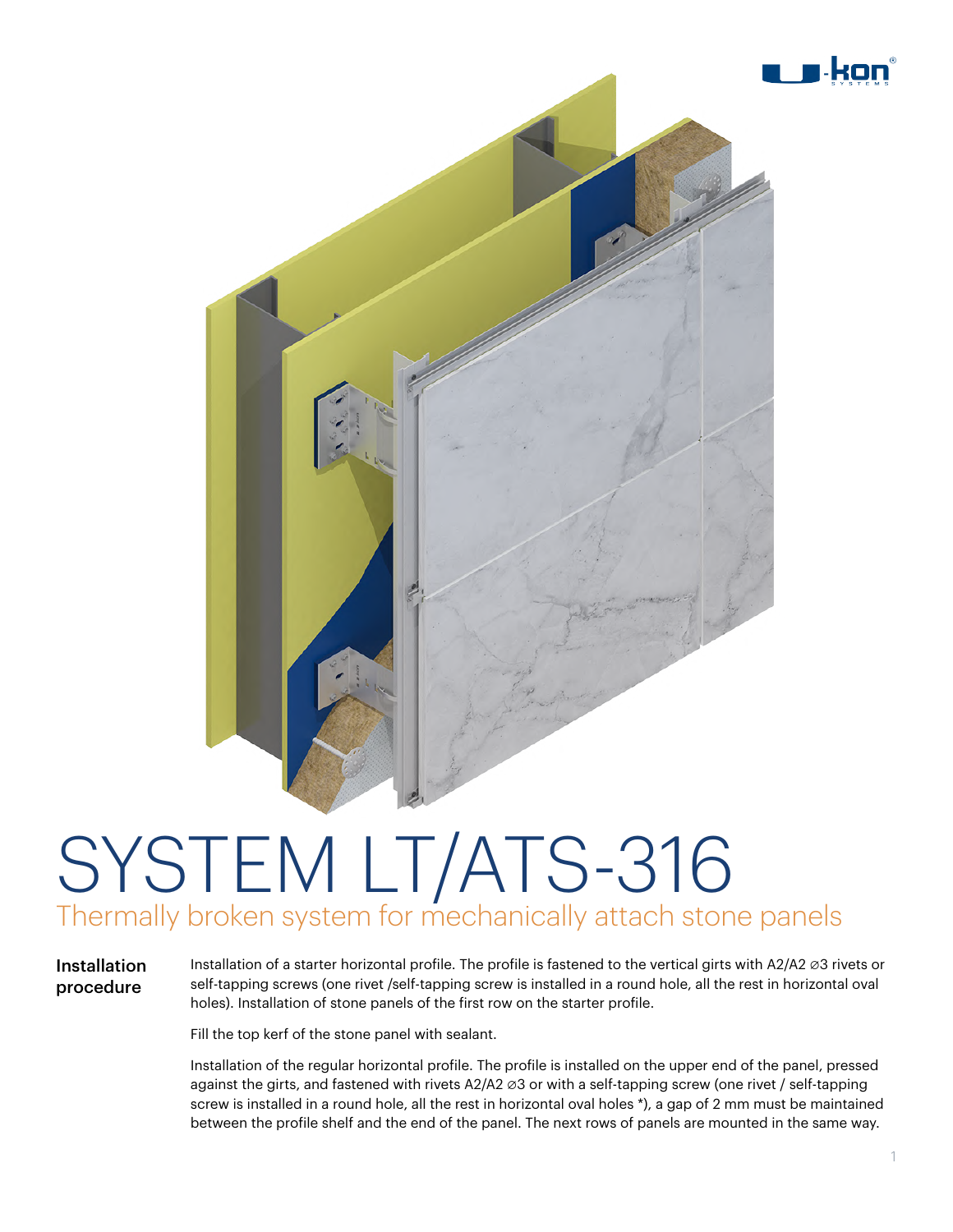# SYSTEM LT/ATS-316

## Thermally broken system for mechanically attach stone panels

**Installation procedure**

Installation of a starter horizontal profile. The profile is fastened to the vertical girts with A2/A2 ⌀3 rivets or self-tapping screws (one rivet /self-tapping screw is installed in a round hole, all the rest in horizontal oval holes). Installation of stone panels of the first row on the starter profile.

Fill the top kerf of the stone panel with sealant.

Installation of the regular horizontal profile. The profile is installed on the upper end of the panel, pressed against the girts, and fastened with rivets A2/A2 ⌀3 or with a self-tapping screw (one rivet / self-tapping screw is installed in a round hole, all the rest in horizontal oval holes *), a gap of 2 mm must be maintained between the profile shelf and the end of the panel. The next rows of panels are mounted in the same way.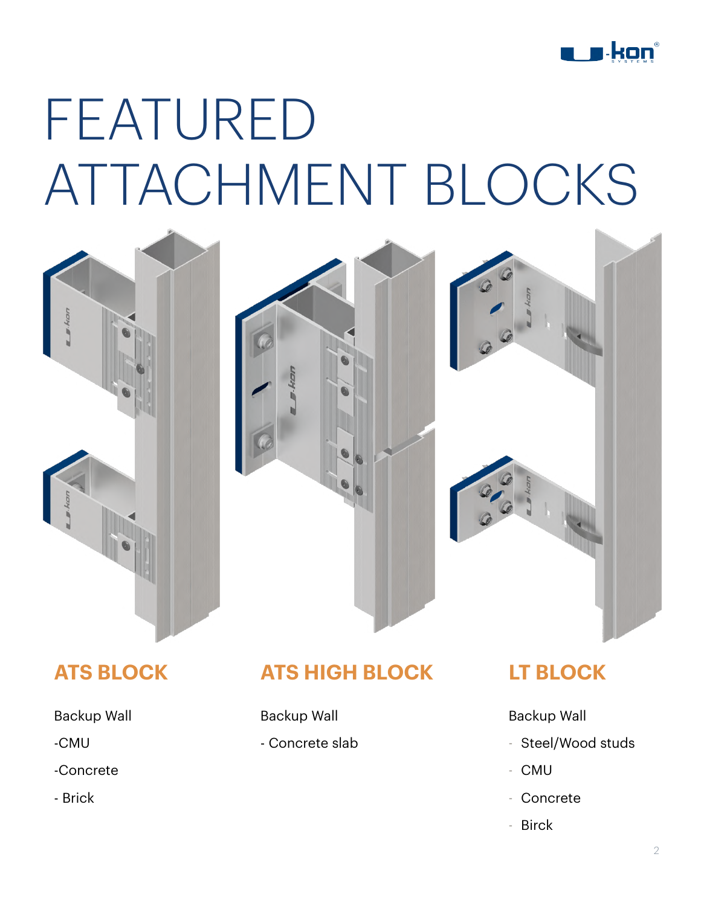# FEATURED ATTACHMENT BLOCKS

## ATS BLOCK

Backup Wall

-CMU

-Concrete

- Brick

## ATS HIGH BLOCK

Backup Wall

- Concrete slab

## LT BLOCK

Backup Wall

- Steel/Wood studs
- CMU
- Concrete
- Birck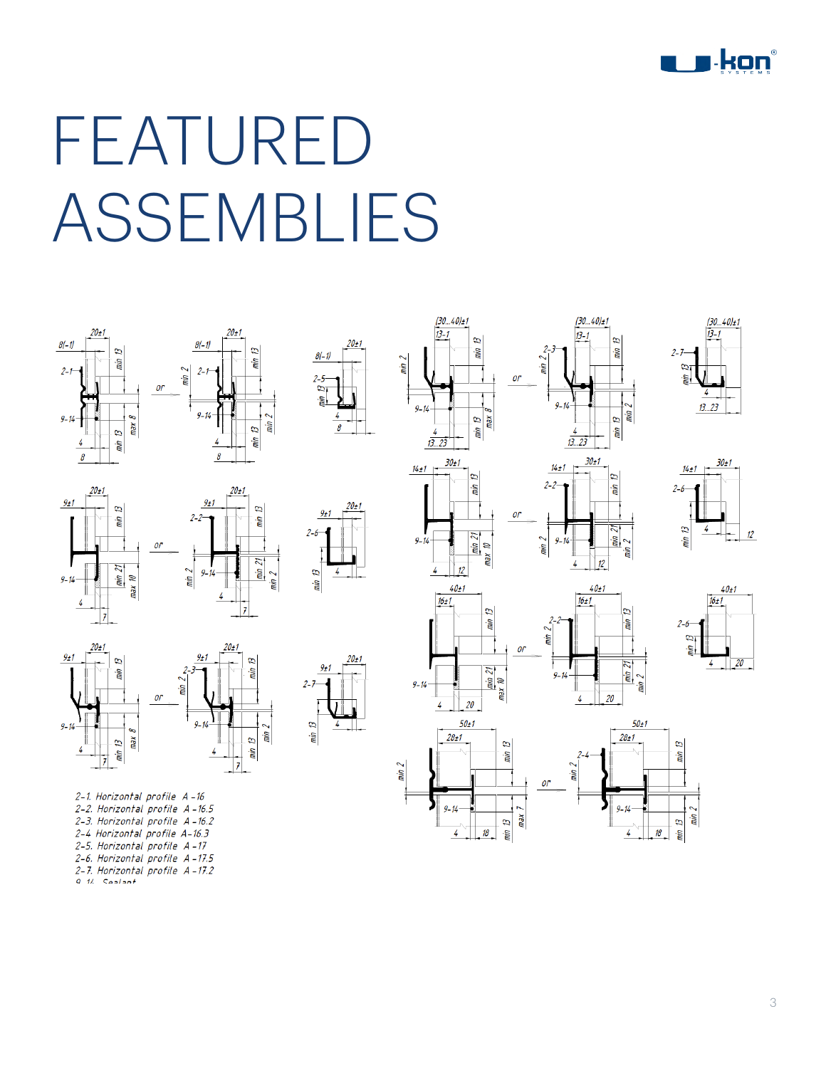# FEATURED ASSEMBLIES

2-1. Horizontal profile A-16
2-2. Horizontal profile A-16.5
2-3. Horizontal profile A-16.2
2-4 Horizontal profile A-16.3
2-5. Horizontal profile A-17
2-6. Horizontal profile A-17.5
2-7. Horizontal profile A-17.2
9-14. Sealant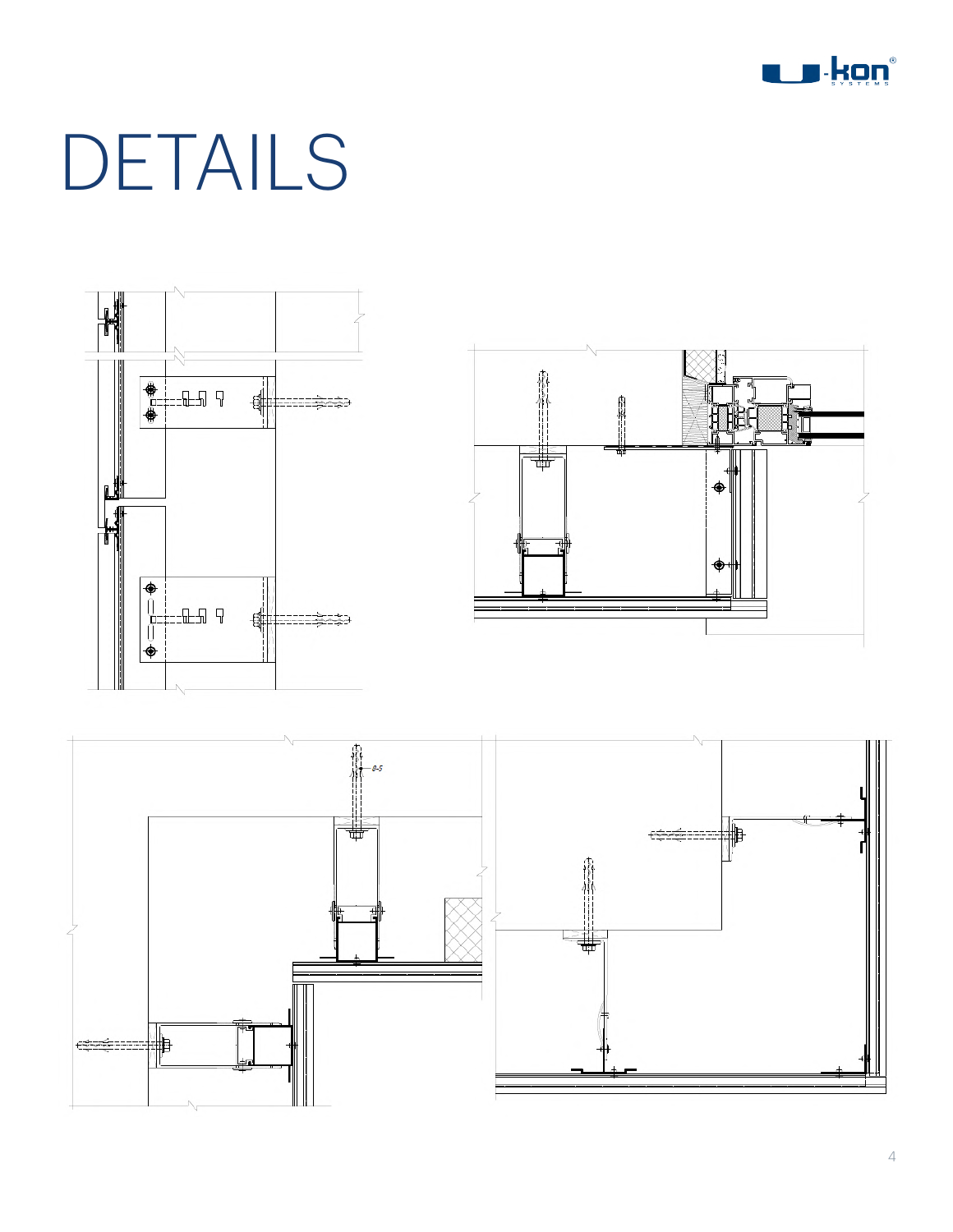# DETAILS

8-5